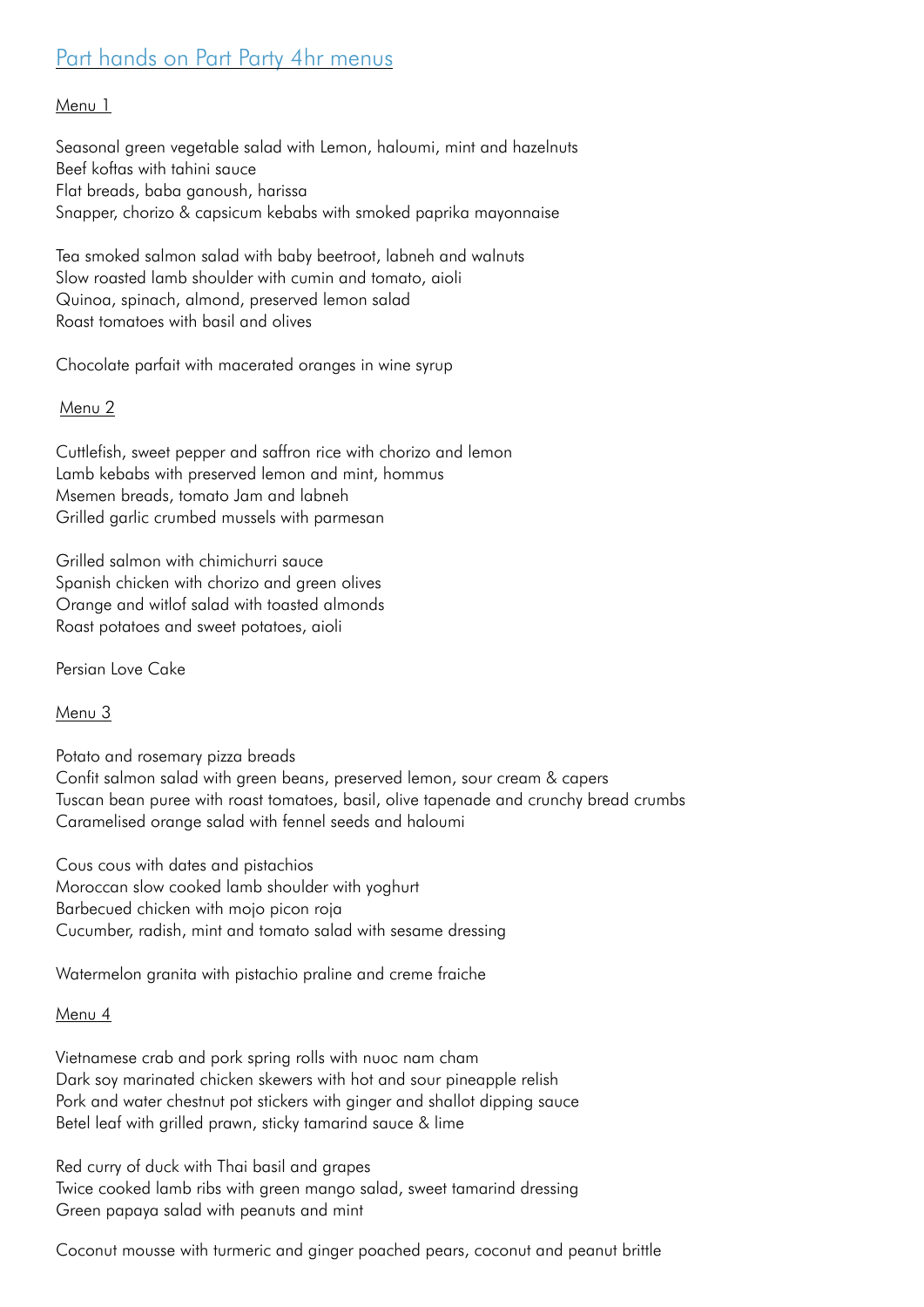# Part hands on Part Party 4hr menus

## Menu 1

Seasonal green vegetable salad with Lemon, haloumi, mint and hazelnuts
Beef koftas with tahini sauce
Flat breads, baba ganoush, harissa
Snapper, chorizo & capsicum kebabs with smoked paprika mayonnaise

Tea smoked salmon salad with baby beetroot, labneh and walnuts
Slow roasted lamb shoulder with cumin and tomato, aioli
Quinoa, spinach, almond, preserved lemon salad
Roast tomatoes with basil and olives

Chocolate parfait with macerated oranges in wine syrup

## Menu 2

Cuttlefish, sweet pepper and saffron rice with chorizo and lemon
Lamb kebabs with preserved lemon and mint, hommus
Msemen breads, tomato Jam and labneh
Grilled garlic crumbed mussels with parmesan

Grilled salmon with chimichurri sauce
Spanish chicken with chorizo and green olives
Orange and witlof salad with toasted almonds
Roast potatoes and sweet potatoes, aioli

Persian Love Cake

## Menu 3

Potato and rosemary pizza breads
Confit salmon salad with green beans, preserved lemon, sour cream & capers
Tuscan bean puree with roast tomatoes, basil, olive tapenade and crunchy bread crumbs
Caramelised orange salad with fennel seeds and haloumi

Cous cous with dates and pistachios
Moroccan slow cooked lamb shoulder with yoghurt
Barbecued chicken with mojo picon roja
Cucumber, radish, mint and tomato salad with sesame dressing

Watermelon granita with pistachio praline and creme fraiche

## Menu 4

Vietnamese crab and pork spring rolls with nuoc nam cham
Dark soy marinated chicken skewers with hot and sour pineapple relish
Pork and water chestnut pot stickers with ginger and shallot dipping sauce
Betel leaf with grilled prawn, sticky tamarind sauce & lime

Red curry of duck with Thai basil and grapes
Twice cooked lamb ribs with green mango salad, sweet tamarind dressing
Green papaya salad with peanuts and mint

Coconut mousse with turmeric and ginger poached pears, coconut and peanut brittle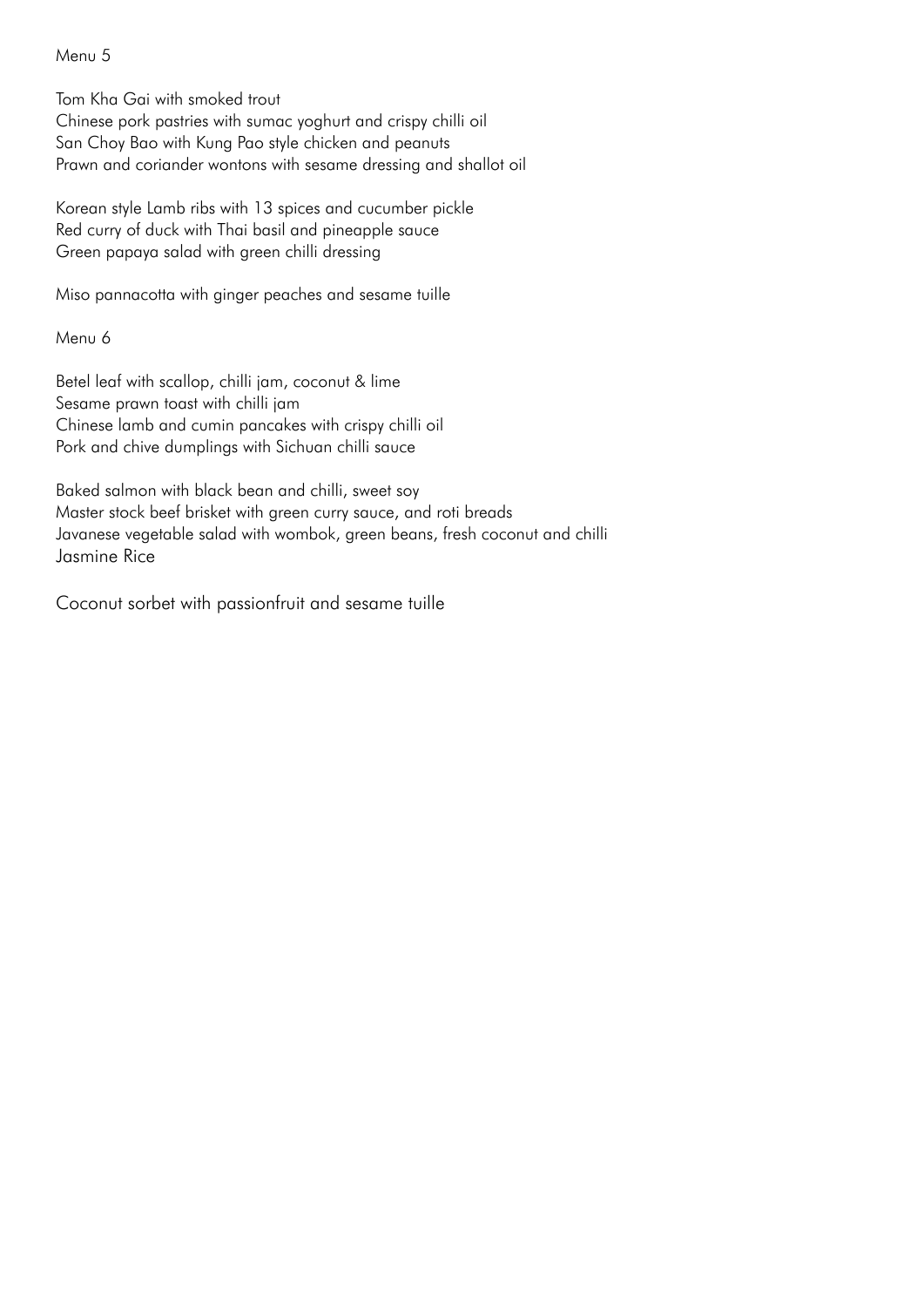## Menu 5

Tom Kha Gai with smoked trout
Chinese pork pastries with sumac yoghurt and crispy chilli oil
San Choy Bao with Kung Pao style chicken and peanuts
Prawn and coriander wontons with sesame dressing and shallot oil

Korean style Lamb ribs with 13 spices and cucumber pickle
Red curry of duck with Thai basil and pineapple sauce
Green papaya salad with green chilli dressing

Miso pannacotta with ginger peaches and sesame tuille

## Menu 6

Betel leaf with scallop, chilli jam, coconut & lime
Sesame prawn toast with chilli jam
Chinese lamb and cumin pancakes with crispy chilli oil
Pork and chive dumplings with Sichuan chilli sauce

Baked salmon with black bean and chilli, sweet soy
Master stock beef brisket with green curry sauce, and roti breads
Javanese vegetable salad with wombok, green beans, fresh coconut and chilli
Jasmine Rice

Coconut sorbet with passionfruit and sesame tuille